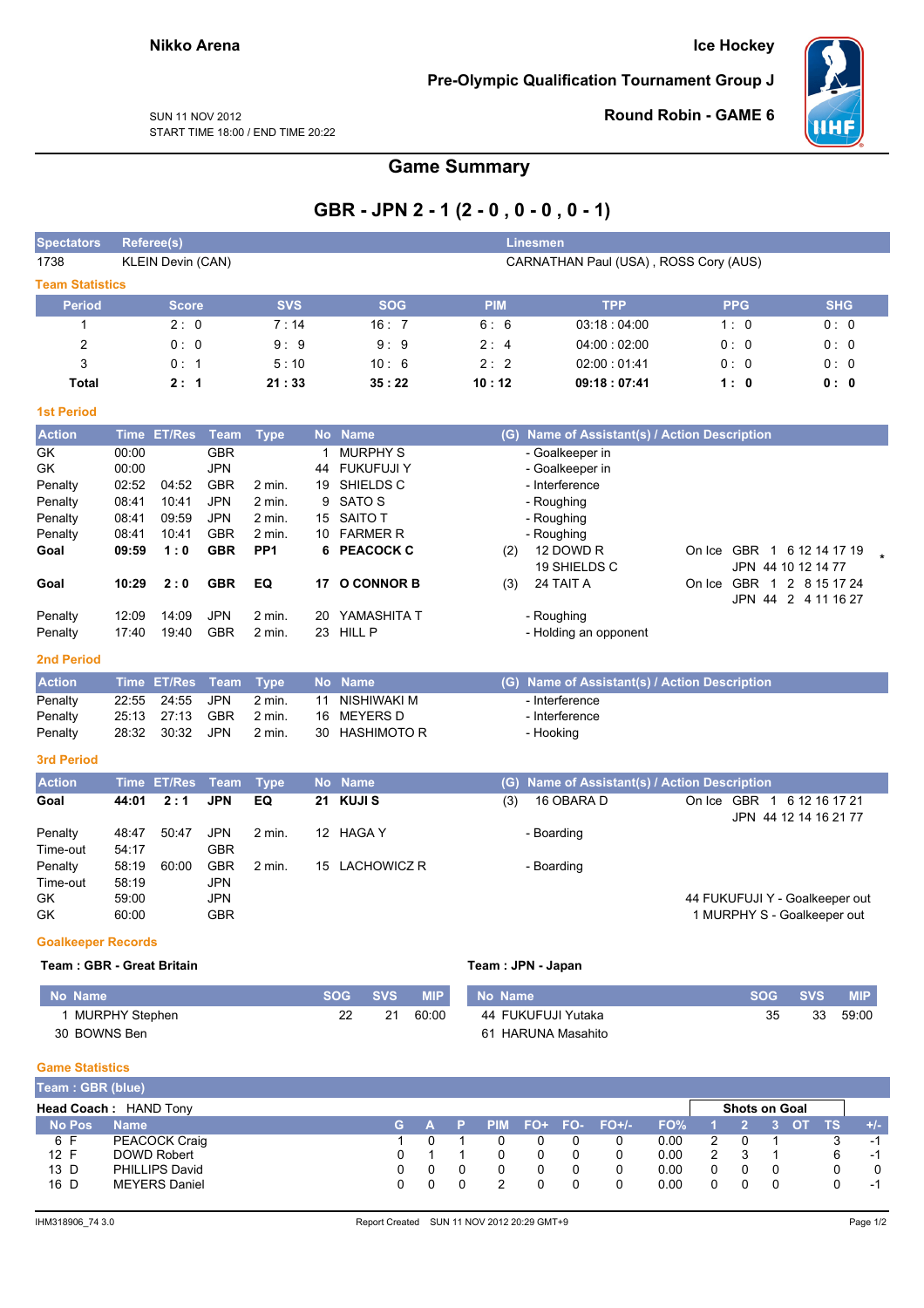**Nikko Arena**

**Ice Hockey**

**Pre-Olympic Qualification Tournament Group J**

SUN 11 NOV 2012
START TIME 18:00 / END TIME 20:22

**Round Robin - GAME 6**

## Game Summary

## GBR - JPN 2 - 1 (2 - 0 , 0 - 0 , 0 - 1)

| Spectators | Referee(s) | Linesmen |
|---|---|---|
| 1738 | KLEIN Devin (CAN) | CARNATHAN Paul (USA) , ROSS Cory (AUS) |

### Team Statistics

| Period | Score | SVS | SOG | PIM | TPP | PPG | SHG |
|---|---|---|---|---|---|---|---|
| 1 | 2 : 0 | 7 : 14 | 16 : 7 | 6 : 6 | 03:18 : 04:00 | 1 : 0 | 0 : 0 |
| 2 | 0 : 0 | 9 : 9 | 9 : 9 | 2 : 4 | 04:00 : 02:00 | 0 : 0 | 0 : 0 |
| 3 | 0 : 1 | 5 : 10 | 10 : 6 | 2 : 2 | 02:00 : 01:41 | 0 : 0 | 0 : 0 |
| **Total** | **2 : 1** | **21 : 33** | **35 : 22** | **10 : 12** | **09:18 : 07:41** | **1 : 0** | **0 : 0** |

### 1st Period

| Action | Time | ET/Res | Team | Type | No | Name | (G) | Name of Assistant(s) / Action Description | |
|---|---|---|---|---|---|---|---|---|---|
| GK | 00:00 | | GBR | | 1 | MURPHY S | | - Goalkeeper in | |
| GK | 00:00 | | JPN | | 44 | FUKUFUJI Y | | - Goalkeeper in | |
| Penalty | 02:52 | 04:52 | GBR | 2 min. | 19 | SHIELDS C | | - Interference | |
| Penalty | 08:41 | 10:41 | JPN | 2 min. | 9 | SATO S | | - Roughing | |
| Penalty | 08:41 | 09:59 | JPN | 2 min. | 15 | SAITO T | | - Roughing | |
| Penalty | 08:41 | 10:41 | GBR | 2 min. | 10 | FARMER R | | - Roughing | |
| **Goal** | **09:59** | **1 : 0** | **GBR** | **PP1** | **6** | **PEACOCK C** | (2) | 12 DOWD R<br>19 SHIELDS C | On Ice GBR 1 6 12 14 17 19<br>JPN 44 10 12 14 77 * |
| **Goal** | **10:29** | **2 : 0** | **GBR** | **EQ** | **17** | **O CONNOR B** | (3) | 24 TAIT A | On Ice GBR 1 2 8 15 17 24<br>JPN 44 2 4 11 16 27 |
| Penalty | 12:09 | 14:09 | JPN | 2 min. | 20 | YAMASHITA T | | - Roughing | |
| Penalty | 17:40 | 19:40 | GBR | 2 min. | 23 | HILL P | | - Holding an opponent | |

### 2nd Period

| Action | Time | ET/Res | Team | Type | No | Name | (G) | Name of Assistant(s) / Action Description |
|---|---|---|---|---|---|---|---|---|
| Penalty | 22:55 | 24:55 | JPN | 2 min. | 11 | NISHIWAKI M | | - Interference |
| Penalty | 25:13 | 27:13 | GBR | 2 min. | 16 | MEYERS D | | - Interference |
| Penalty | 28:32 | 30:32 | JPN | 2 min. | 30 | HASHIMOTO R | | - Hooking |

### 3rd Period

| Action | Time | ET/Res | Team | Type | No | Name | (G) | Name of Assistant(s) / Action Description | |
|---|---|---|---|---|---|---|---|---|---|
| **Goal** | **44:01** | **2 : 1** | **JPN** | **EQ** | **21** | **KUJI S** | (3) | 16 OBARA D | On Ice GBR 1 6 12 16 17 21<br>JPN 44 12 14 16 21 77 |
| Penalty | 48:47 | 50:47 | JPN | 2 min. | 12 | HAGA Y | | - Boarding | |
| Time-out | 54:17 | | GBR | | | | | | |
| Penalty | 58:19 | 60:00 | GBR | 2 min. | 15 | LACHOWICZ R | | - Boarding | |
| Time-out | 58:19 | | JPN | | | | | | |
| GK | 59:00 | | JPN | | | | | | 44 FUKUFUJI Y - Goalkeeper out |
| GK | 60:00 | | GBR | | | | | | 1 MURPHY S - Goalkeeper out |

### Goalkeeper Records

**Team : GBR - Great Britain**

| No Name | SOG | SVS | MIP |
|---|---|---|---|
| 1 MURPHY Stephen | 22 | 21 | 60:00 |
| 30 BOWNS Ben | | | |

**Team : JPN - Japan**

| No Name | SOG | SVS | MIP |
|---|---|---|---|
| 44 FUKUFUJI Yutaka | 35 | 33 | 59:00 |
| 61 HARUNA Masahito | | | |

### Game Statistics

**Team : GBR (blue)**

**Head Coach :** HAND Tony

| No | Pos | Name | G | A | P | PIM | FO+ | FO- | FO+/- | FO% | 1 | 2 | 3 | OT | TS | +/- |
|---|---|---|---|---|---|---|---|---|---|---|---|---|---|---|---|---|
| | | | | | | | | | | | Shots on Goal | | | | | |
| 6 | F | PEACOCK Craig | 1 | 0 | 1 | 0 | 0 | 0 | 0 | 0.00 | 2 | 0 | 1 | | 3 | -1 |
| 12 | F | DOWD Robert | 0 | 1 | 1 | 0 | 0 | 0 | 0 | 0.00 | 2 | 3 | 1 | | 6 | -1 |
| 13 | D | PHILLIPS David | 0 | 0 | 0 | 0 | 0 | 0 | 0 | 0.00 | 0 | 0 | 0 | | 0 | 0 |
| 16 | D | MEYERS Daniel | 0 | 0 | 0 | 2 | 0 | 0 | 0 | 0.00 | 0 | 0 | 0 | | 0 | -1 |

IHM318906_74 3.0 Report Created SUN 11 NOV 2012 20:29 GMT+9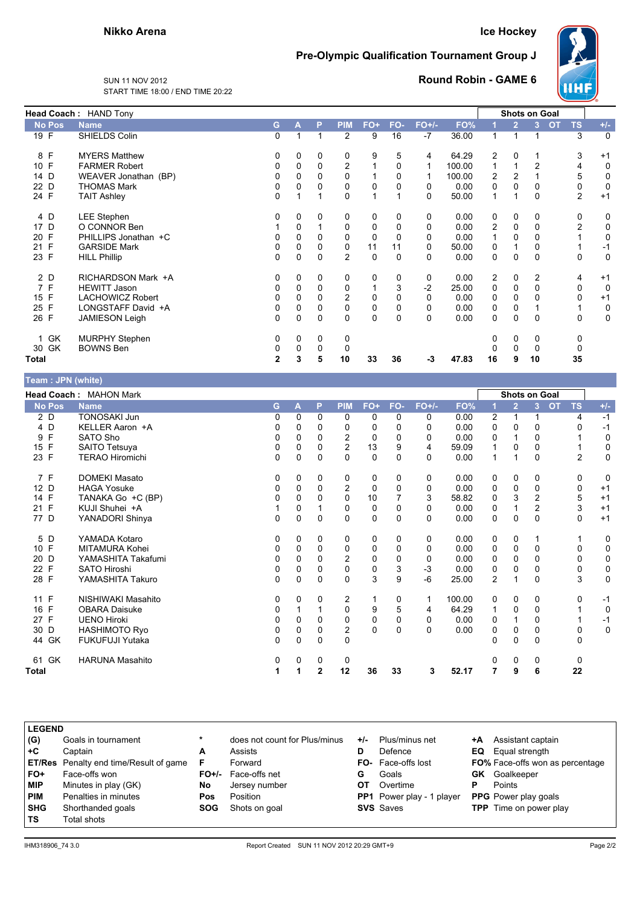**Nikko Arena**

**Ice Hockey**

**Pre-Olympic Qualification Tournament Group J**

SUN 11 NOV 2012
START TIME 18:00 / END TIME 20:22

**Round Robin - GAME 6**

**Head Coach :** HAND Tony

| No | Pos | Name | G | A | P | PIM | FO+ | FO- | FO+/- | FO% | Shots on Goal 1 | 2 | 3 | OT | TS | +/- |
|---|---|---|---|---|---|---|---|---|---|---|---|---|---|---|---|---|
| 19 | F | SHIELDS Colin | 0 | 1 | 1 | 2 | 9 | 16 | -7 | 36.00 | 1 | 1 | 1 | | 3 | 0 |
| 8 | F | MYERS Matthew | 0 | 0 | 0 | 0 | 9 | 5 | 4 | 64.29 | 2 | 0 | 1 | | 3 | +1 |
| 10 | F | FARMER Robert | 0 | 0 | 0 | 2 | 1 | 0 | 1 | 100.00 | 1 | 1 | 2 | | 4 | 0 |
| 14 | D | WEAVER Jonathan (BP) | 0 | 0 | 0 | 0 | 1 | 0 | 1 | 100.00 | 2 | 2 | 1 | | 5 | 0 |
| 22 | D | THOMAS Mark | 0 | 0 | 0 | 0 | 0 | 0 | 0 | 0.00 | 0 | 0 | 0 | | 0 | 0 |
| 24 | F | TAIT Ashley | 0 | 1 | 1 | 0 | 1 | 1 | 0 | 50.00 | 1 | 1 | 0 | | 2 | +1 |
| 4 | D | LEE Stephen | 0 | 0 | 0 | 0 | 0 | 0 | 0 | 0.00 | 0 | 0 | 0 | | 0 | 0 |
| 17 | D | O CONNOR Ben | 1 | 0 | 1 | 0 | 0 | 0 | 0 | 0.00 | 2 | 0 | 0 | | 2 | 0 |
| 20 | F | PHILLIPS Jonathan +C | 0 | 0 | 0 | 0 | 0 | 0 | 0 | 0.00 | 1 | 0 | 0 | | 1 | 0 |
| 21 | F | GARSIDE Mark | 0 | 0 | 0 | 0 | 11 | 11 | 0 | 50.00 | 0 | 1 | 0 | | 1 | -1 |
| 23 | F | HILL Phillip | 0 | 0 | 0 | 2 | 0 | 0 | 0 | 0.00 | 0 | 0 | 0 | | 0 | 0 |
| 2 | D | RICHARDSON Mark +A | 0 | 0 | 0 | 0 | 0 | 0 | 0 | 0.00 | 2 | 0 | 2 | | 4 | +1 |
| 7 | F | HEWITT Jason | 0 | 0 | 0 | 0 | 1 | 3 | -2 | 25.00 | 0 | 0 | 0 | | 0 | 0 |
| 15 | F | LACHOWICZ Robert | 0 | 0 | 0 | 2 | 0 | 0 | 0 | 0.00 | 0 | 0 | 0 | | 0 | +1 |
| 25 | F | LONGSTAFF David +A | 0 | 0 | 0 | 0 | 0 | 0 | 0 | 0.00 | 0 | 0 | 1 | | 1 | 0 |
| 26 | F | JAMIESON Leigh | 0 | 0 | 0 | 0 | 0 | 0 | 0 | 0.00 | 0 | 0 | 0 | | 0 | 0 |
| 1 | GK | MURPHY Stephen | 0 | 0 | 0 | 0 | | | | | 0 | 0 | 0 | | 0 | |
| 30 | GK | BOWNS Ben | 0 | 0 | 0 | 0 | | | | | 0 | 0 | 0 | | 0 | |
| **Total** | | | **2** | **3** | **5** | **10** | **33** | **36** | **-3** | **47.83** | **16** | **9** | **10** | | **35** | |

**Team : JPN (white)**

**Head Coach :** MAHON Mark

| No | Pos | Name | G | A | P | PIM | FO+ | FO- | FO+/- | FO% | Shots on Goal 1 | 2 | 3 | OT | TS | +/- |
|---|---|---|---|---|---|---|---|---|---|---|---|---|---|---|---|---|
| 2 | D | TONOSAKI Jun | 0 | 0 | 0 | 0 | 0 | 0 | 0 | 0.00 | 2 | 1 | 1 | | 4 | -1 |
| 4 | D | KELLER Aaron +A | 0 | 0 | 0 | 0 | 0 | 0 | 0 | 0.00 | 0 | 0 | 0 | | 0 | -1 |
| 9 | F | SATO Sho | 0 | 0 | 0 | 2 | 0 | 0 | 0 | 0.00 | 0 | 1 | 0 | | 1 | 0 |
| 15 | F | SAITO Tetsuya | 0 | 0 | 0 | 2 | 13 | 9 | 4 | 59.09 | 1 | 0 | 0 | | 1 | 0 |
| 23 | F | TERAO Hiromichi | 0 | 0 | 0 | 0 | 0 | 0 | 0 | 0.00 | 1 | 1 | 0 | | 2 | 0 |
| 7 | F | DOMEKI Masato | 0 | 0 | 0 | 0 | 0 | 0 | 0 | 0.00 | 0 | 0 | 0 | | 0 | 0 |
| 12 | D | HAGA Yosuke | 0 | 0 | 0 | 2 | 0 | 0 | 0 | 0.00 | 0 | 0 | 0 | | 0 | +1 |
| 14 | F | TANAKA Go +C (BP) | 0 | 0 | 0 | 0 | 10 | 7 | 3 | 58.82 | 0 | 3 | 2 | | 5 | +1 |
| 21 | F | KUJI Shuhei +A | 1 | 0 | 1 | 0 | 0 | 0 | 0 | 0.00 | 0 | 1 | 2 | | 3 | +1 |
| 77 | D | YANADORI Shinya | 0 | 0 | 0 | 0 | 0 | 0 | 0 | 0.00 | 0 | 0 | 0 | | 0 | +1 |
| 5 | D | YAMADA Kotaro | 0 | 0 | 0 | 0 | 0 | 0 | 0 | 0.00 | 0 | 0 | 1 | | 1 | 0 |
| 10 | F | MITAMURA Kohei | 0 | 0 | 0 | 0 | 0 | 0 | 0 | 0.00 | 0 | 0 | 0 | | 0 | 0 |
| 20 | D | YAMASHITA Takafumi | 0 | 0 | 0 | 2 | 0 | 0 | 0 | 0.00 | 0 | 0 | 0 | | 0 | 0 |
| 22 | F | SATO Hiroshi | 0 | 0 | 0 | 0 | 0 | 3 | -3 | 0.00 | 0 | 0 | 0 | | 0 | 0 |
| 28 | F | YAMASHITA Takuro | 0 | 0 | 0 | 0 | 3 | 9 | -6 | 25.00 | 2 | 1 | 0 | | 3 | 0 |
| 11 | F | NISHIWAKI Masahito | 0 | 0 | 0 | 2 | 1 | 0 | 1 | 100.00 | 0 | 0 | 0 | | 0 | -1 |
| 16 | F | OBARA Daisuke | 0 | 1 | 1 | 0 | 9 | 5 | 4 | 64.29 | 1 | 0 | 0 | | 1 | 0 |
| 27 | F | UENO Hiroki | 0 | 0 | 0 | 0 | 0 | 0 | 0 | 0.00 | 0 | 1 | 0 | | 1 | -1 |
| 30 | D | HASHIMOTO Ryo | 0 | 0 | 0 | 2 | 0 | 0 | 0 | 0.00 | 0 | 0 | 0 | | 0 | 0 |
| 44 | GK | FUKUFUJI Yutaka | 0 | 0 | 0 | 0 | | | | | 0 | 0 | 0 | | 0 | |
| 61 | GK | HARUNA Masahito | 0 | 0 | 0 | 0 | | | | | 0 | 0 | 0 | | 0 | |
| **Total** | | | **1** | **1** | **2** | **12** | **36** | **33** | **3** | **52.17** | **7** | **9** | **6** | | **22** | |

**LEGEND**

| | | | | | | | |
|---|---|---|---|---|---|---|---|
| **(G)** | Goals in tournament | * | does not count for Plus/minus | **+/-** | Plus/minus net | **+A** | Assistant captain |
| **+C** | Captain | **A** | Assists | **D** | Defence | **EQ** | Equal strength |
| **ET/Res** | Penalty end time/Result of game | **F** | Forward | **FO-** | Face-offs lost | **FO%** | Face-offs won as percentage |
| **FO+** | Face-offs won | **FO+/-** | Face-offs net | **G** | Goals | **GK** | Goalkeeper |
| **MIP** | Minutes in play (GK) | **No** | Jersey number | **OT** | Overtime | **P** | Points |
| **PIM** | Penalties in minutes | **Pos** | Position | **PP1** | Power play - 1 player | **PPG** | Power play goals |
| **SHG** | Shorthanded goals | **SOG** | Shots on goal | **SVS** | Saves | **TPP** | Time on power play |
| **TS** | Total shots | | | | | | |

IHM318906_74 3.0 Report Created SUN 11 NOV 2012 20:29 GMT+9